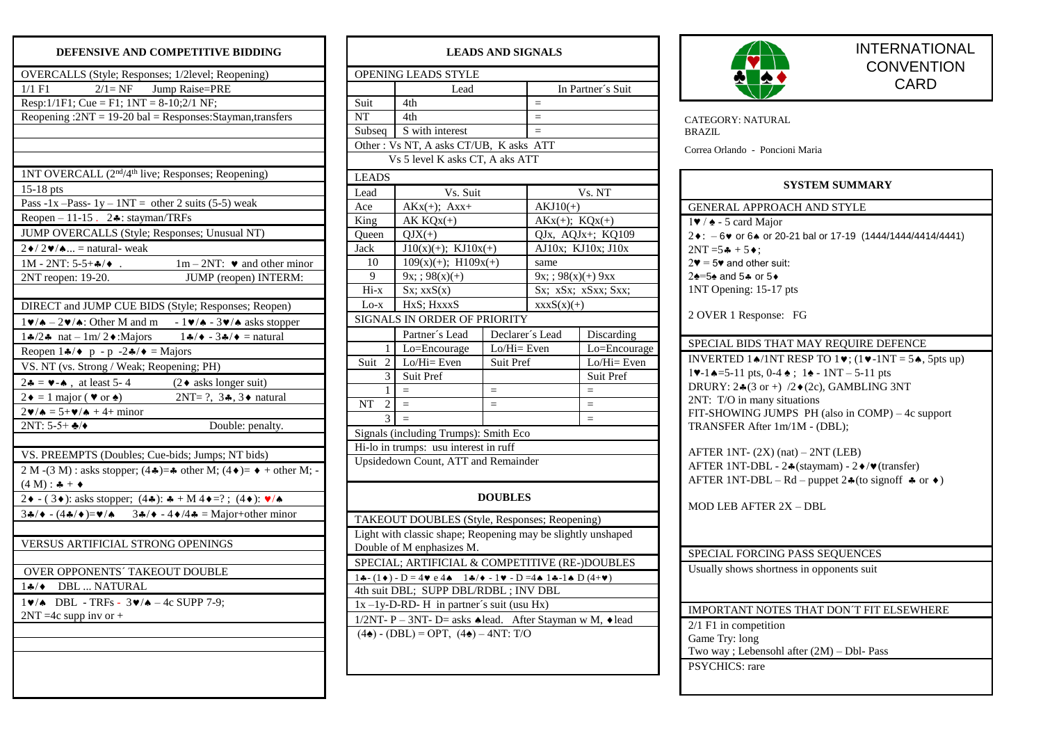# DEFENSIVE AND COMPETITIVE BIDDING

## OVERCALLS (Style; Responses; 1/2level; Reopening)

1/1 F1 2/1= NF Jump Raise=PRE

Resp:1/1F1; Cue = F1; 1NT = 8-10;2/1 NF;

Reopening :2NT = 19-20 bal = Responses:Stayman,transfers

## 1NT OVERCALL (2nd/4th live; Responses; Reopening)

15-18 pts

Pass -1x –Pass- 1y – 1NT = other 2 suits (5-5) weak

Reopen – 11-15 . 2♣: stayman/TRFs

## JUMP OVERCALLS (Style; Responses; Unusual NT)

2♦/ 2♥/♠... = natural- weak

1M - 2NT: 5-5+♣/♦ . 1m – 2NT: ♥ and other minor

2NT reopen: 19-20. JUMP (reopen) INTERM:

## DIRECT and JUMP CUE BIDS (Style; Responses; Reopen)

1♥/♠ – 2♥/♠: Other M and m - 1♥/♠ - 3♥/♠ asks stopper

1♣/2♣ nat – 1m/ 2♦:Majors 1♣/♦ - 3♣/♦ = natural

Reopen 1♣/♦ p - p -2♣/♦ = Majors

## VS. NT (vs. Strong / Weak; Reopening; PH)

2♣ = ♥-♠ , at least 5- 4 (2♦ asks longer suit)

2♦ = 1 major ( ♥ or ♠) 2NT= ?, 3♣, 3♦ natural

2♥/♠ = 5+♥/♠ + 4+ minor

2NT: 5-5+ ♣/♦ Double: penalty.

## VS. PREEMPTS (Doubles; Cue-bids; Jumps; NT bids)

2 M -(3 M) : asks stopper; (4♣)=♣ other M; (4♦)= ♦ + other M; - (4 M) : ♣ + ♦

2♦ - ( 3♦): asks stopper; (4♣): ♣ + M 4♦=? ; (4♦): ♥/♠

3♣/♦ - (4♣/♦)=♥/♠ 3♣/♦ - 4♦/4♣ = Major+other minor

## VERSUS ARTIFICIAL STRONG OPENINGS

## OVER OPPONENTS´ TAKEOUT DOUBLE

1♣/♦ DBL ... NATURAL

1♥/♠ DBL - TRFs - 3♥/♠ – 4c SUPP 7-9;

2NT =4c supp inv or +

# LEADS AND SIGNALS

## OPENING LEADS STYLE

| | Lead | In Partner´s Suit |
|---|---|---|
| Suit | 4th | = |
| NT | 4th | = |
| Subseq | S with interest | = |

Other : Vs NT, A asks CT/UB, K asks ATT

Vs 5 level K asks CT, A asks ATT

## LEADS

| Lead | Vs. Suit | Vs. NT |
|---|---|---|
| Ace | AKx(+); Axx+ | AKJ10(+) |
| King | AK KQx(+) | AKx(+); KQx(+) |
| Queen | QJX(+) | QJx, AQJx+; KQ109 |
| Jack | J10(x)(+); KJ10x(+) | AJ10x; KJ10x; J10x |
| 10 | 109(x)(+); H109x(+) | same |
| 9 | 9x; ; 98(x)(+) | 9x; ; 98(x)(+) 9xx |
| Hi-x | Sx; xxS(x) | Sx; xSx; xSxx; Sxx; |
| Lo-x | HxS; HxxxS | xxxS(x)(+) |

## SIGNALS IN ORDER OF PRIORITY

| | | Partner´s Lead | Declarer´s Lead | Discarding |
|---|---|---|---|---|
| | 1 | Lo=Encourage | Lo/Hi= Even | Lo=Encourage |
| Suit | 2 | Lo/Hi= Even | Suit Pref | Lo/Hi= Even |
| | 3 | Suit Pref | | Suit Pref |
| | 1 | = | = | = |
| NT | 2 | = | = | = |
| | 3 | = | | = |

Signals (including Trumps): Smith Eco

Hi-lo in trumps: usu interest in ruff

Upsidedown Count, ATT and Remainder

# DOUBLES

## TAKEOUT DOUBLES (Style, Responses; Reopening)

Light with classic shape; Reopening may be slightly unshaped

Double of M enphasizes M.

## SPECIAL; ARTIFICIAL & COMPETITIVE (RE-)DOUBLES

1♣- (1♦) - D = 4♥ e 4♠ 1♣/♦ - 1♥ - D =4♠ 1♣-1♠ D (4+♥)

4th suit DBL; SUPP DBL/RDBL ; INV DBL

1x –1y-D-RD- H in partner´s suit (usu Hx)

1/2NT- P – 3NT- D= asks ♠lead. After Stayman w M, ♦lead

(4♠) - (DBL) = OPT, (4♠) – 4NT: T/O

# INTERNATIONAL CONVENTION CARD

CATEGORY: NATURAL

BRAZIL

Correa Orlando - Poncioni Maria

# SYSTEM SUMMARY

## GENERAL APPROACH AND STYLE

1♥ / ♠ - 5 card Major

2♦: – 6♥ or 6♠ or 20-21 bal or 17-19 (1444/1444/4414/4441)

2NT =5♣ + 5♦;

2♥ = 5♥ and other suit:

2♠=5♠ and 5♣ or 5♦

1NT Opening: 15-17 pts

2 OVER 1 Response: FG

## SPECIAL BIDS THAT MAY REQUIRE DEFENCE

INVERTED 1♠/1NT RESP TO 1♥; (1♥-1NT = 5♠, 5pts up)

1♥-1♠=5-11 pts, 0-4 ♠ ; 1♠ - 1NT – 5-11 pts

DRUGY: 2♣(3 or +) /2♦(2c), GAMBLING 3NT

2NT: T/O in many situations

FIT-SHOWING JUMPS PH (also in COMP) – 4c support

TRANSFER After 1m/1M - (DBL);

AFTER 1NT- (2X) (nat) – 2NT (LEB)

AFTER 1NT-DBL - 2♣(staymam) - 2♦/♥(transfer)

AFTER 1NT-DBL – Rd – puppet 2♣(to signoff ♣ or ♦)

MOD LEB AFTER 2X – DBL

## SPECIAL FORCING PASS SEQUENCES

Usually shows shortness in opponents suit

## IMPORTANT NOTES THAT DON´T FIT ELSEWHERE

2/1 F1 in competition

Game Try: long

Two way ; Lebensohl after (2M) – Dbl- Pass

## PSYCHICS: rare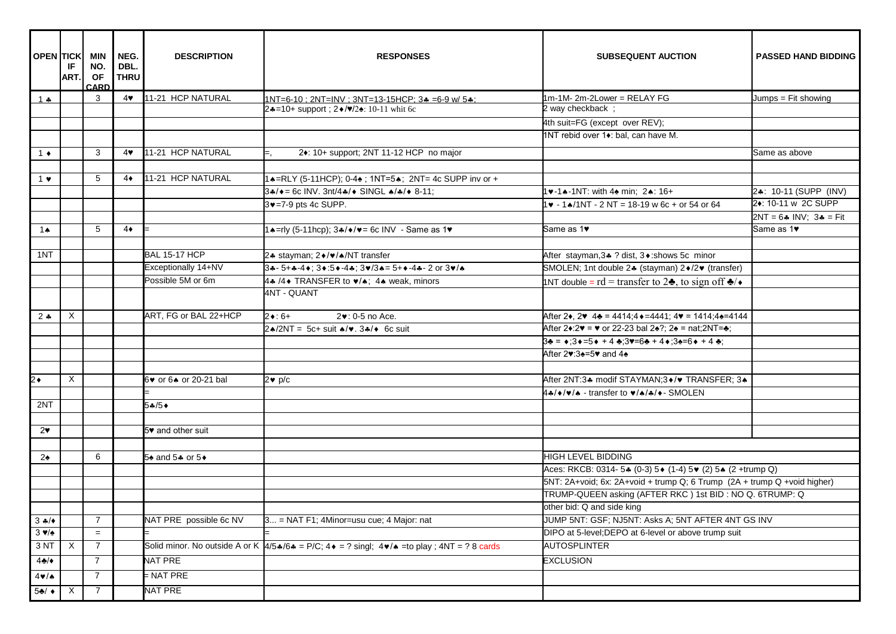| OPEN | TICK IF ART. | MIN NO. OF CARD | NEG. DBL. THRU | DESCRIPTION | RESPONSES | SUBSEQUENT AUCTION | PASSED HAND BIDDING |
|---|---|---|---|---|---|---|---|
| 1 ♣ | | 3 | 4♥ | 11-21 HCP NATURAL | 1NT=6-10 ; 2NT=INV ; 3NT=13-15HCP; 3♣ =6-9 w/ 5♣; | 1m-1M- 2m-2Lower = RELAY FG | Jumps = Fit showing |
| | | | | | 2♣=10+ support ; 2♦/♥/2♠: 10-11 whit 6c | 2 way checkback ; | |
| | | | | | | 4th suit=FG (except over REV); | |
| | | | | | | 1NT rebid over 1♦: bal, can have M. | |
| 1 ♦ | | 3 | 4♥ | 11-21 HCP NATURAL | =, 2♦: 10+ support; 2NT 11-12 HCP no major | | Same as above |
| | | | | | | | |
| 1 ♥ | | 5 | 4♦ | 11-21 HCP NATURAL | 1♠=RLY (5-11HCP); 0-4♠ ; 1NT=5♠; 2NT= 4c SUPP inv or + | | |
| | | | | | 3♣/♦= 6c INV. 3nt/4♣/♦ SINGL ♠/♣/♦ 8-11; | 1♥-1♠-1NT: with 4♠ min; 2♠: 16+ | 2♣: 10-11 (SUPP (INV) |
| | | | | | 3♥=7-9 pts 4c SUPP. | 1♥ - 1♠/1NT - 2 NT = 18-19 w 6c + or 54 or 64 | 2♦: 10-11 w 2C SUPP |
| | | | | | | | 2NT = 6♣ INV; 3♣ = Fit |
| 1♠ | | 5 | 4♦ | = | 1♠=rly (5-11hcp); 3♣/♦/♥= 6c INV - Same as 1♥ | Same as 1♥ | Same as 1♥ |
| | | | | | | | |
| 1NT | | | | BAL 15-17 HCP | 2♣ stayman; 2♦/♥/♠/NT transfer | After stayman,3♣ ? dist, 3♦:shows 5c minor | |
| | | | | Exceptionally 14+NV | 3♣- 5+♣-4♦; 3♦:5♦-4♣; 3♥/3♠= 5+♦-4♣- 2 or 3♥/♠ | SMOLEN; 1nt double 2♣ (stayman) 2♦/2♥ (transfer) | |
| | | | | Possible 5M or 6m | 4♣ /4♦ TRANSFER to ♥/♠; 4♠ weak, minors | 1NT double = rd = transfer to 2♣, to sign off ♣/♦ | |
| | | | | | 4NT - QUANT | | |
| | | | | | | | |
| 2 ♣ | X | | | ART, FG or BAL 22+HCP | 2♦: 6+ 2♥: 0-5 no Ace. | After 2♦, 2♥ 4♣ = 4414;4♦=4441; 4♥ = 1414;4♠=4144 | |
| | | | | | 2♠/2NT = 5c+ suit ♠/♥. 3♣/♦ 6c suit | After 2♦:2♥ = ♥ or 22-23 bal 2♠?; 2♠ = nat;2NT=♣; | |
| | | | | | | 3♣ = ♦;3♦=5♦ + 4 ♣;3♥=6♣ + 4♦;3♠=6♦ + 4 ♣; | |
| | | | | | | After 2♥:3♠=5♥ and 4♠ | |
| | | | | | | | |
| 2♦ | X | | | 6♥ or 6♠ or 20-21 bal | 2♥ p/c | After 2NT:3♣ modif STAYMAN;3♦/♥ TRANSFER; 3♠ | |
| | | | | = | | 4♣/♦/♥/♠ - transfer to ♥/♠/♣/♦- SMOLEN | |
| 2NT | | | | 5♣/5♦ | | | |
| | | | | | | | |
| 2♥ | | | | 5♥ and other suit | | | |
| | | | | | | | |
| 2♠ | | 6 | | 5♠ and 5♣ or 5♦ | | HIGH LEVEL BIDDING | |
| | | | | | | Aces: RKCB: 0314- 5♣ (0-3) 5♦ (1-4) 5♥ (2) 5♠ (2 +trump Q) | |
| | | | | | | 5NT: 2A+void; 6x: 2A+void + trump Q; 6 Trump (2A + trump Q +void higher) | |
| | | | | | | TRUMP-QUEEN asking (AFTER RKC ) 1st BID : NO Q. 6TRUMP: Q | |
| | | | | | | other bid: Q and side king | |
| 3 ♣/♦ | | 7 | | NAT PRE possible 6c NV | 3... = NAT F1; 4Minor=usu cue; 4 Major: nat | JUMP 5NT: GSF; NJ5NT: Asks A; 5NT AFTER 4NT GS INV | |
| 3 ♥/♠ | | = | | = | = | DIPO at 5-level;DEPO at 6-level or above trump suit | |
| 3 NT | X | 7 | | Solid minor. No outside A or K | 4/5♣/6♣ = P/C; 4♦ = ? singl; 4♥/♠ =to play ; 4NT = ? 8 cards | AUTOSPLINTER | |
| 4♣/♦ | | 7 | | NAT PRE | | EXCLUSION | |
| 4♥/♠ | | 7 | | = NAT PRE | | | |
| 5♣/ ♦ | X | 7 | | NAT PRE | | | |